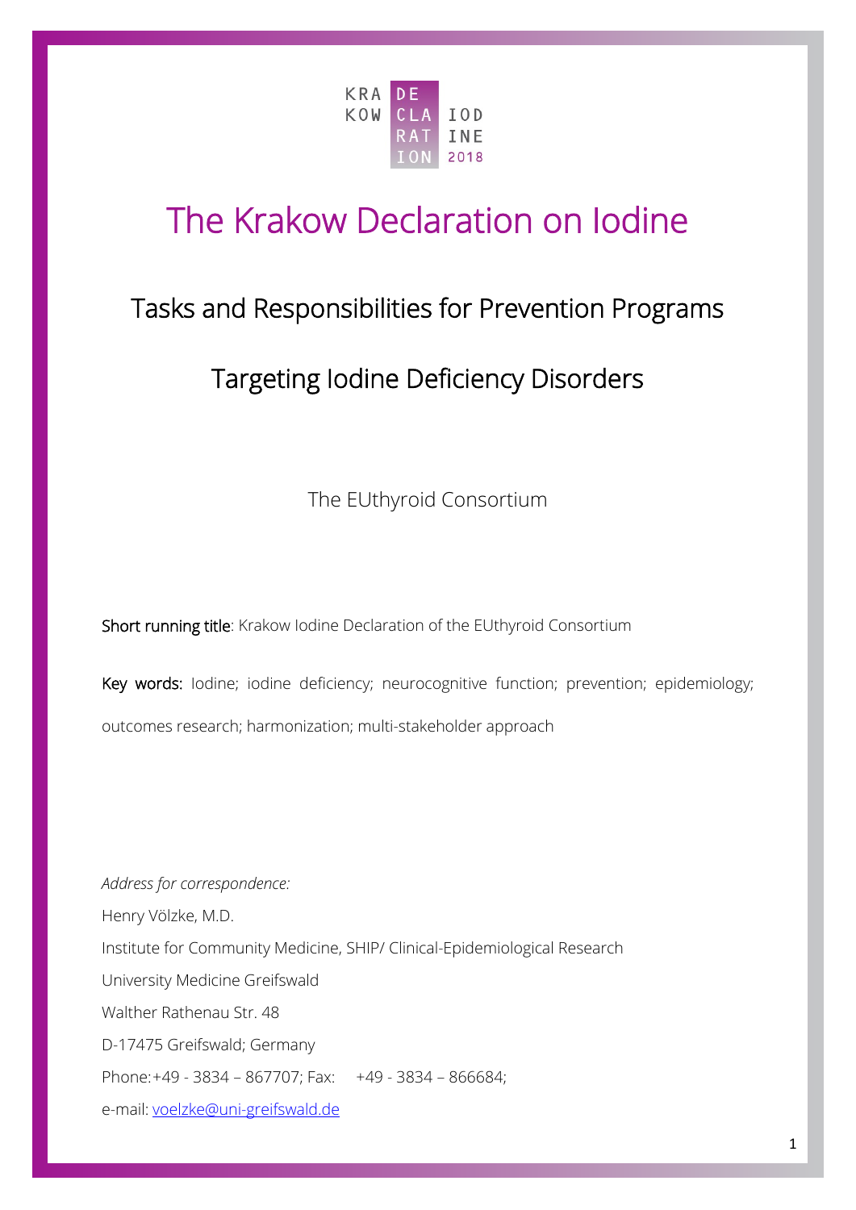KRA DE
KOW CLA IOD
RAT INE
ION 2018

# The Krakow Declaration on Iodine

## Tasks and Responsibilities for Prevention Programs

## Targeting Iodine Deficiency Disorders

The EUthyroid Consortium

**Short running title**: Krakow Iodine Declaration of the EUthyroid Consortium

**Key words:** Iodine; iodine deficiency; neurocognitive function; prevention; epidemiology; outcomes research; harmonization; multi-stakeholder approach

*Address for correspondence:*

Henry Völzke, M.D.

Institute for Community Medicine, SHIP/ Clinical-Epidemiological Research

University Medicine Greifswald

Walther Rathenau Str. 48

D-17475 Greifswald; Germany

Phone:+49 - 3834 – 867707; Fax: +49 - 3834 – 866684;

e-mail: voelzke@uni-greifswald.de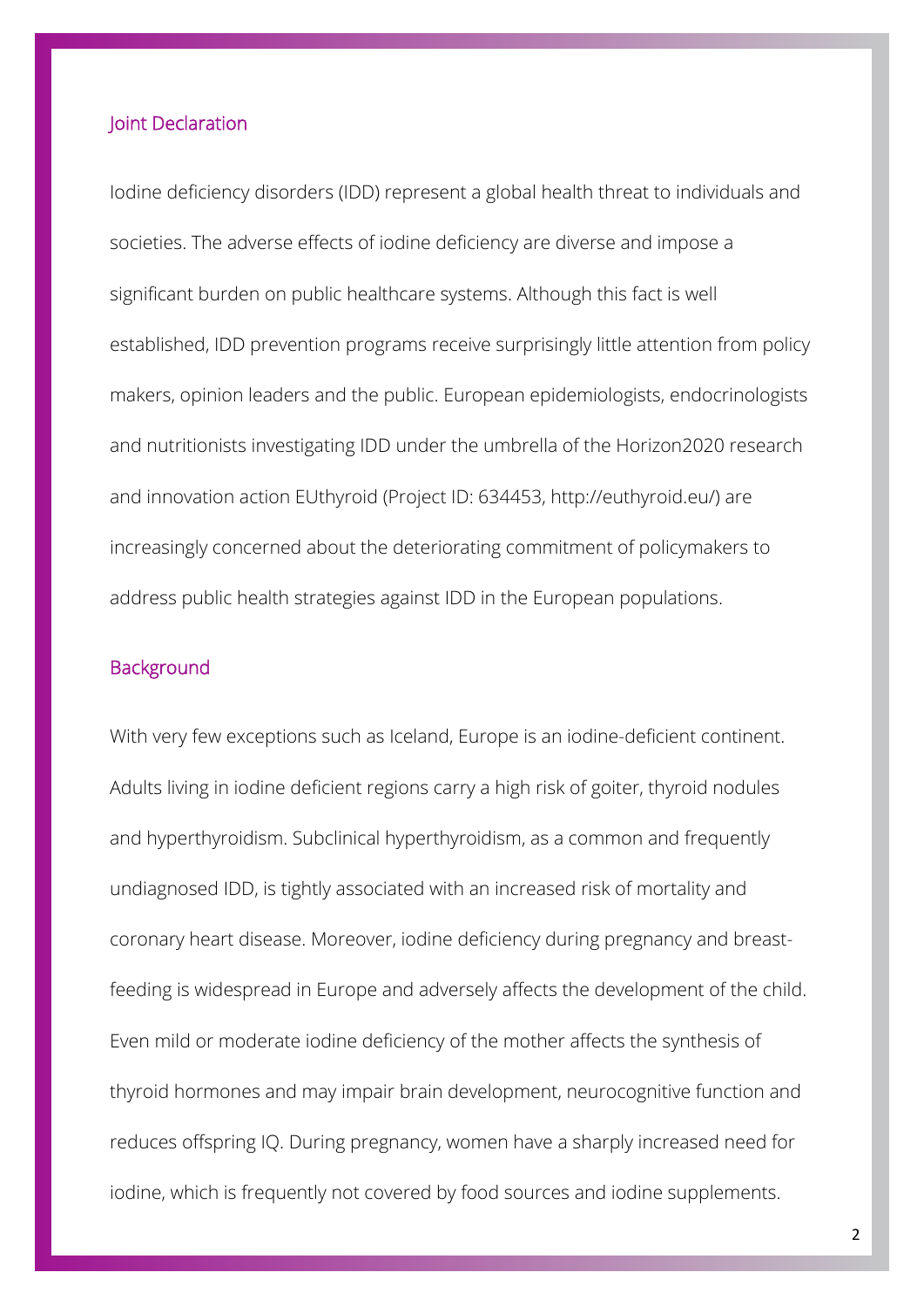## Joint Declaration

Iodine deficiency disorders (IDD) represent a global health threat to individuals and societies. The adverse effects of iodine deficiency are diverse and impose a significant burden on public healthcare systems. Although this fact is well established, IDD prevention programs receive surprisingly little attention from policy makers, opinion leaders and the public. European epidemiologists, endocrinologists and nutritionists investigating IDD under the umbrella of the Horizon2020 research and innovation action EUthyroid (Project ID: 634453, http://euthyroid.eu/) are increasingly concerned about the deteriorating commitment of policymakers to address public health strategies against IDD in the European populations.

## Background

With very few exceptions such as Iceland, Europe is an iodine-deficient continent. Adults living in iodine deficient regions carry a high risk of goiter, thyroid nodules and hyperthyroidism. Subclinical hyperthyroidism, as a common and frequently undiagnosed IDD, is tightly associated with an increased risk of mortality and coronary heart disease. Moreover, iodine deficiency during pregnancy and breast-feeding is widespread in Europe and adversely affects the development of the child. Even mild or moderate iodine deficiency of the mother affects the synthesis of thyroid hormones and may impair brain development, neurocognitive function and reduces offspring IQ. During pregnancy, women have a sharply increased need for iodine, which is frequently not covered by food sources and iodine supplements.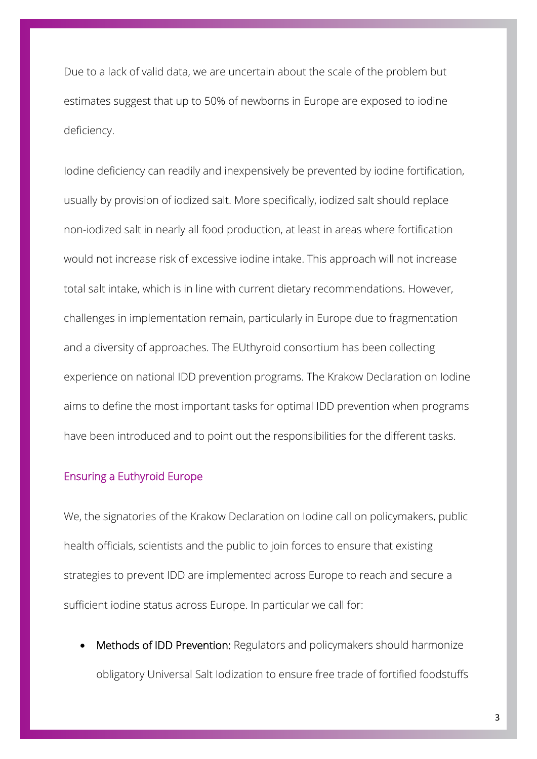Due to a lack of valid data, we are uncertain about the scale of the problem but estimates suggest that up to 50% of newborns in Europe are exposed to iodine deficiency.

Iodine deficiency can readily and inexpensively be prevented by iodine fortification, usually by provision of iodized salt. More specifically, iodized salt should replace non-iodized salt in nearly all food production, at least in areas where fortification would not increase risk of excessive iodine intake. This approach will not increase total salt intake, which is in line with current dietary recommendations. However, challenges in implementation remain, particularly in Europe due to fragmentation and a diversity of approaches. The EUthyroid consortium has been collecting experience on national IDD prevention programs. The Krakow Declaration on Iodine aims to define the most important tasks for optimal IDD prevention when programs have been introduced and to point out the responsibilities for the different tasks.

## Ensuring a Euthyroid Europe

We, the signatories of the Krakow Declaration on Iodine call on policymakers, public health officials, scientists and the public to join forces to ensure that existing strategies to prevent IDD are implemented across Europe to reach and secure a sufficient iodine status across Europe. In particular we call for:

- **Methods of IDD Prevention:** Regulators and policymakers should harmonize obligatory Universal Salt Iodization to ensure free trade of fortified foodstuffs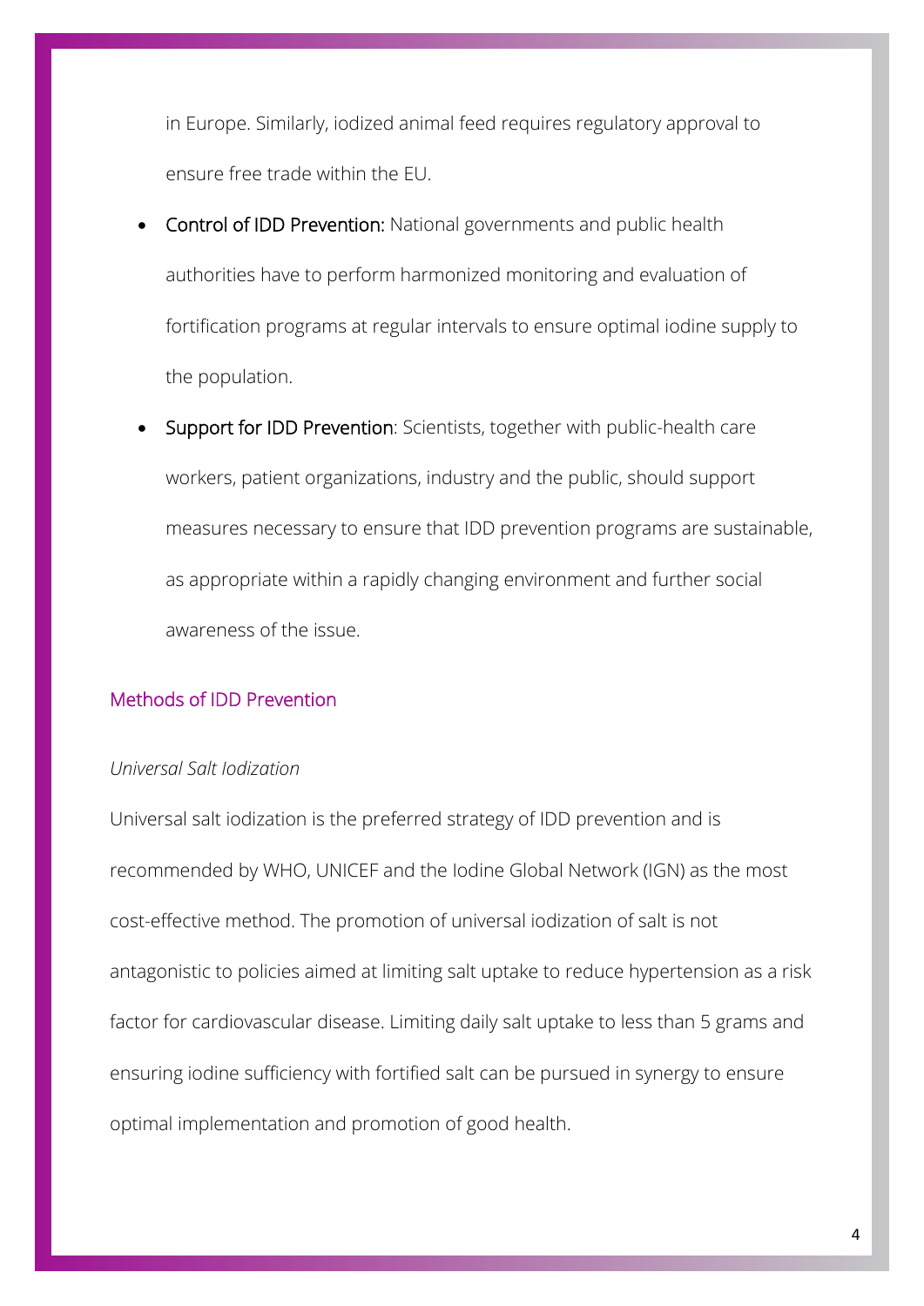in Europe. Similarly, iodized animal feed requires regulatory approval to ensure free trade within the EU.

- **Control of IDD Prevention:** National governments and public health authorities have to perform harmonized monitoring and evaluation of fortification programs at regular intervals to ensure optimal iodine supply to the population.
- **Support for IDD Prevention**: Scientists, together with public-health care workers, patient organizations, industry and the public, should support measures necessary to ensure that IDD prevention programs are sustainable, as appropriate within a rapidly changing environment and further social awareness of the issue.

## Methods of IDD Prevention

*Universal Salt Iodization*

Universal salt iodization is the preferred strategy of IDD prevention and is recommended by WHO, UNICEF and the Iodine Global Network (IGN) as the most cost-effective method. The promotion of universal iodization of salt is not antagonistic to policies aimed at limiting salt uptake to reduce hypertension as a risk factor for cardiovascular disease. Limiting daily salt uptake to less than 5 grams and ensuring iodine sufficiency with fortified salt can be pursued in synergy to ensure optimal implementation and promotion of good health.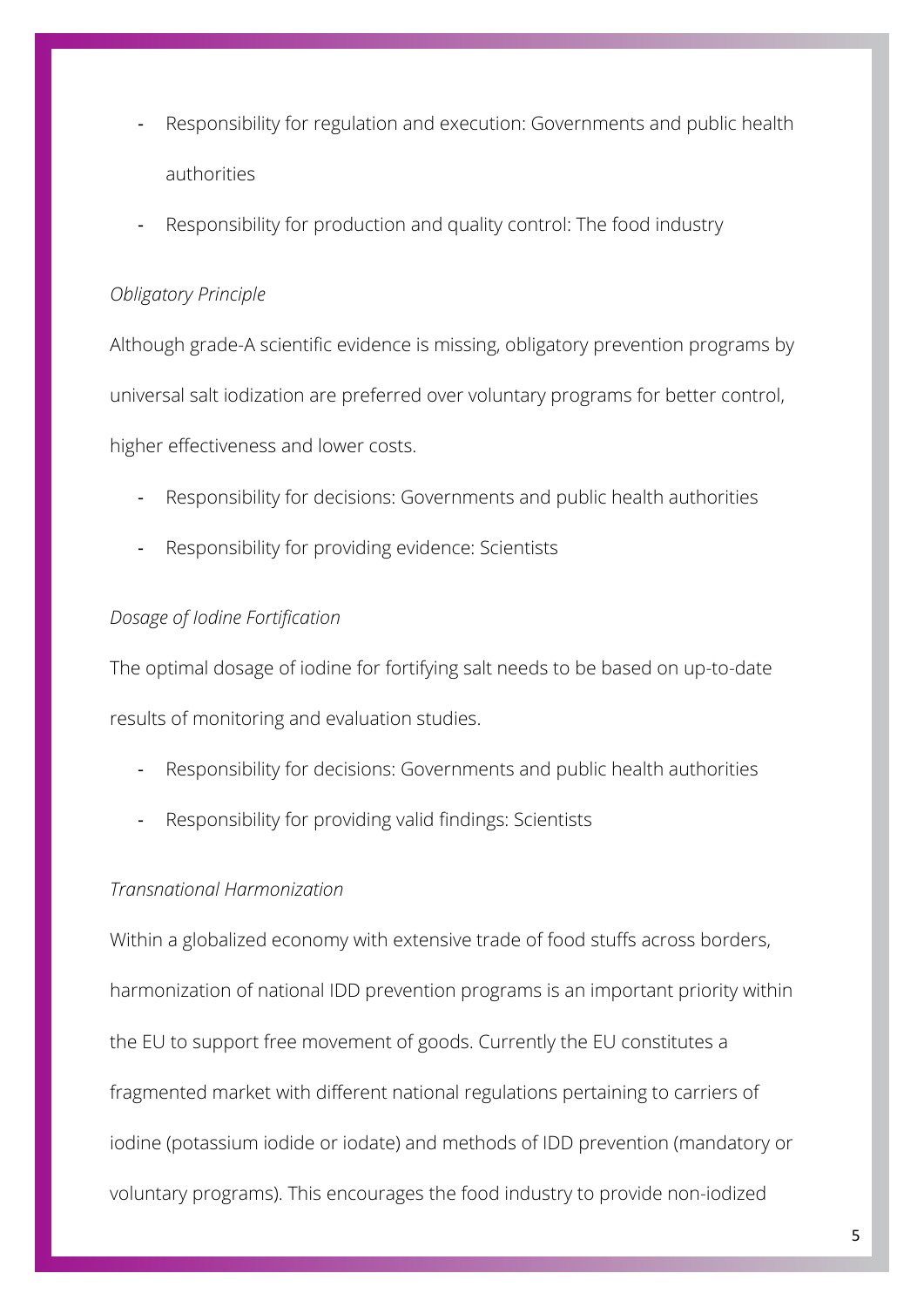- Responsibility for regulation and execution: Governments and public health authorities
- Responsibility for production and quality control: The food industry

*Obligatory Principle*

Although grade-A scientific evidence is missing, obligatory prevention programs by universal salt iodization are preferred over voluntary programs for better control, higher effectiveness and lower costs.

- Responsibility for decisions: Governments and public health authorities
- Responsibility for providing evidence: Scientists

*Dosage of Iodine Fortification*

The optimal dosage of iodine for fortifying salt needs to be based on up-to-date results of monitoring and evaluation studies.

- Responsibility for decisions: Governments and public health authorities
- Responsibility for providing valid findings: Scientists

*Transnational Harmonization*

Within a globalized economy with extensive trade of food stuffs across borders, harmonization of national IDD prevention programs is an important priority within the EU to support free movement of goods. Currently the EU constitutes a fragmented market with different national regulations pertaining to carriers of iodine (potassium iodide or iodate) and methods of IDD prevention (mandatory or voluntary programs). This encourages the food industry to provide non-iodized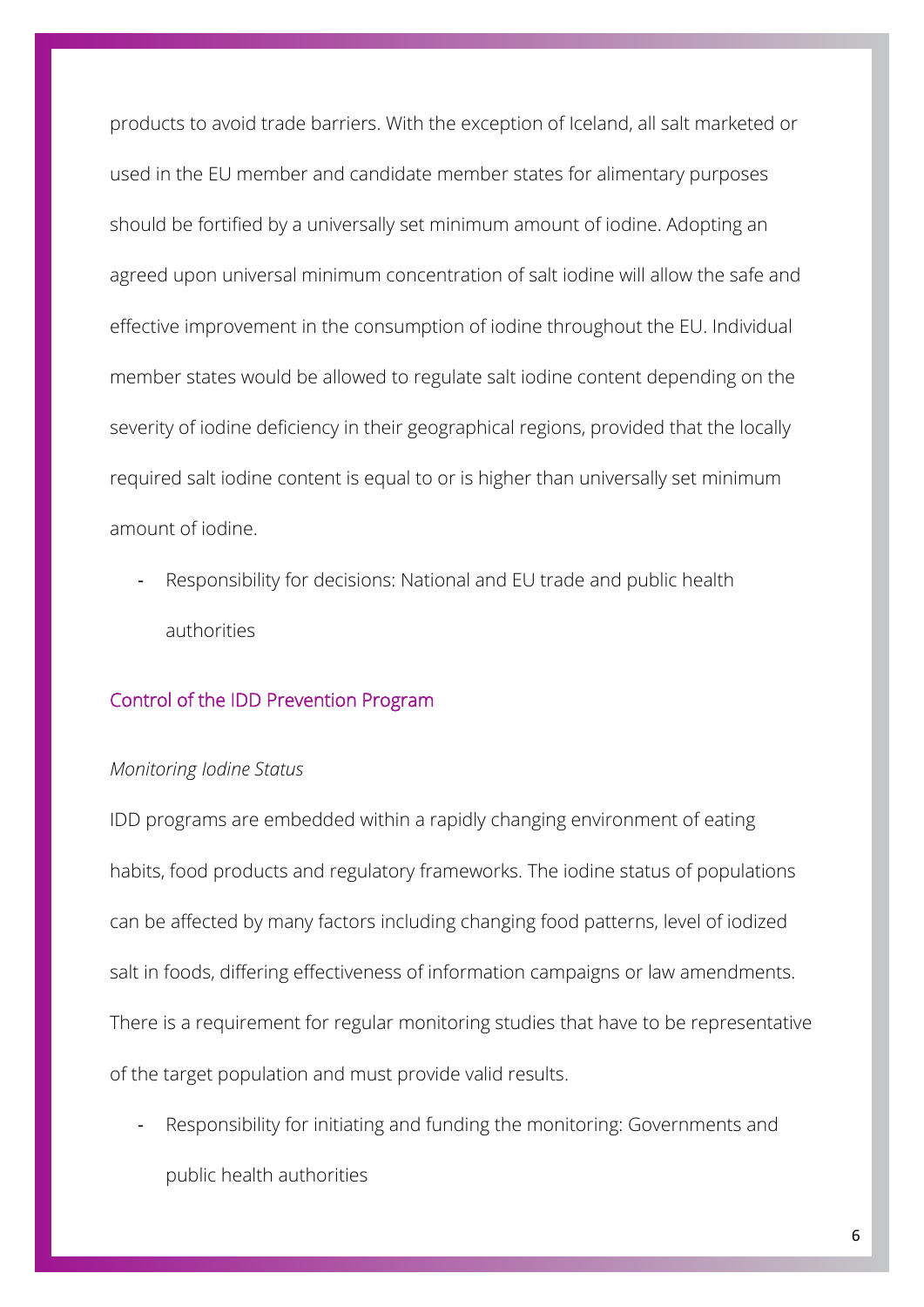products to avoid trade barriers. With the exception of Iceland, all salt marketed or used in the EU member and candidate member states for alimentary purposes should be fortified by a universally set minimum amount of iodine. Adopting an agreed upon universal minimum concentration of salt iodine will allow the safe and effective improvement in the consumption of iodine throughout the EU. Individual member states would be allowed to regulate salt iodine content depending on the severity of iodine deficiency in their geographical regions, provided that the locally required salt iodine content is equal to or is higher than universally set minimum amount of iodine.

- Responsibility for decisions: National and EU trade and public health authorities

## Control of the IDD Prevention Program

### *Monitoring Iodine Status*

IDD programs are embedded within a rapidly changing environment of eating habits, food products and regulatory frameworks. The iodine status of populations can be affected by many factors including changing food patterns, level of iodized salt in foods, differing effectiveness of information campaigns or law amendments. There is a requirement for regular monitoring studies that have to be representative of the target population and must provide valid results.

- Responsibility for initiating and funding the monitoring: Governments and public health authorities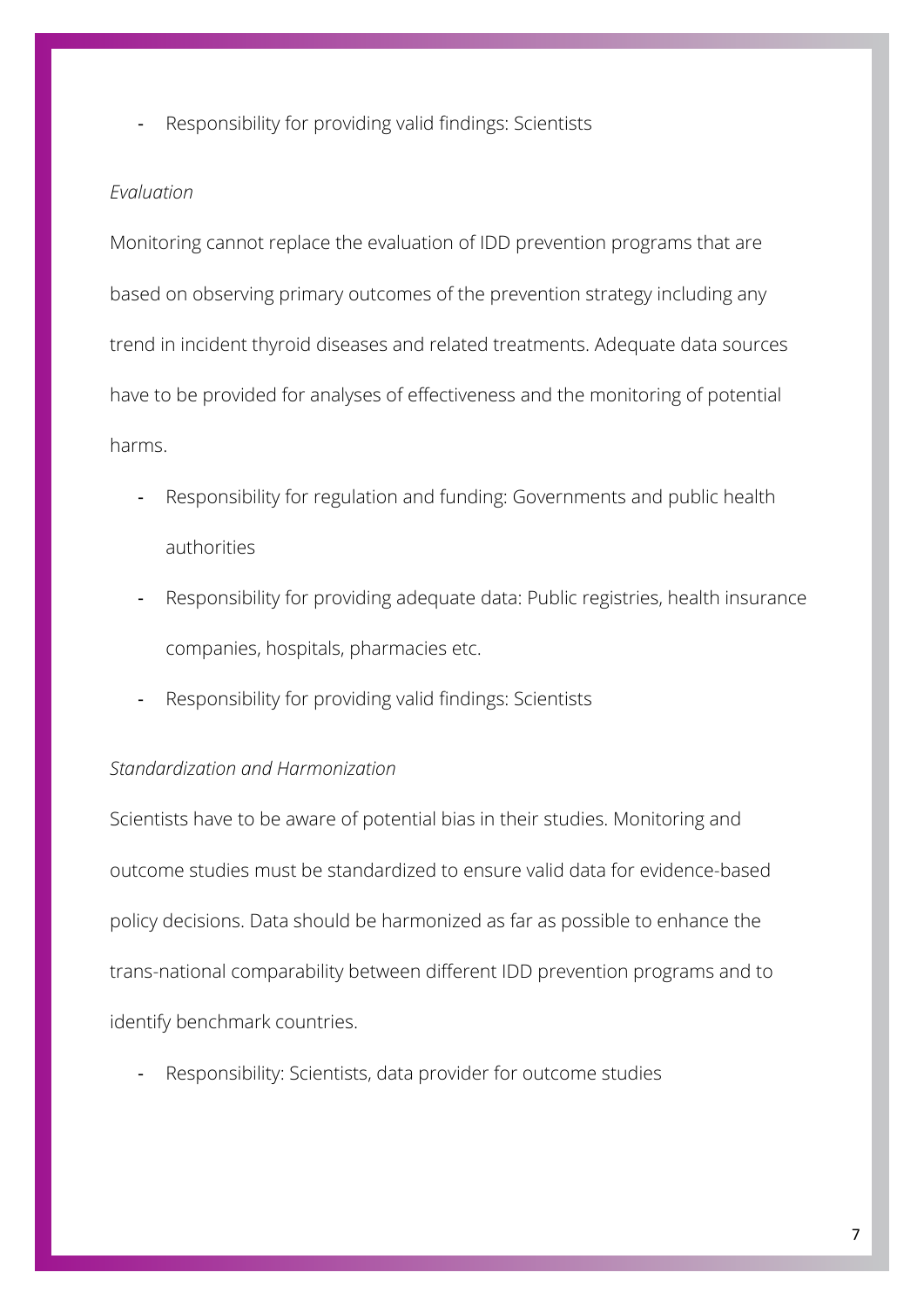- Responsibility for providing valid findings: Scientists

*Evaluation*

Monitoring cannot replace the evaluation of IDD prevention programs that are based on observing primary outcomes of the prevention strategy including any trend in incident thyroid diseases and related treatments. Adequate data sources have to be provided for analyses of effectiveness and the monitoring of potential harms.

- Responsibility for regulation and funding: Governments and public health authorities
- Responsibility for providing adequate data: Public registries, health insurance companies, hospitals, pharmacies etc.
- Responsibility for providing valid findings: Scientists

*Standardization and Harmonization*

Scientists have to be aware of potential bias in their studies. Monitoring and outcome studies must be standardized to ensure valid data for evidence-based policy decisions. Data should be harmonized as far as possible to enhance the trans-national comparability between different IDD prevention programs and to identify benchmark countries.

- Responsibility: Scientists, data provider for outcome studies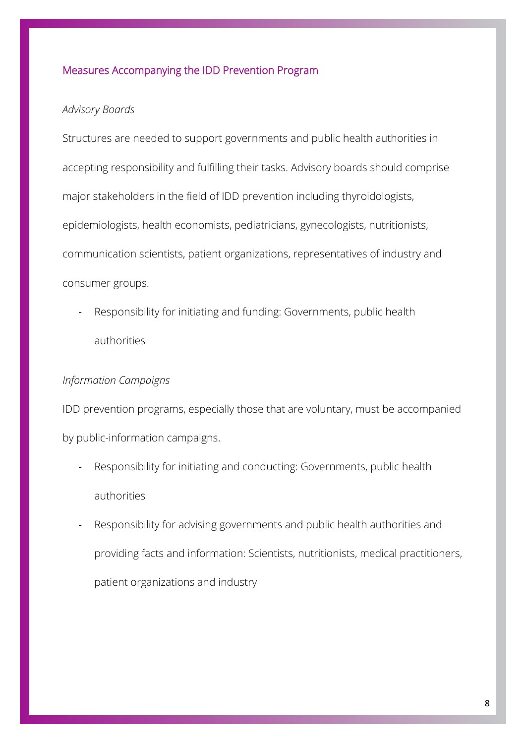## Measures Accompanying the IDD Prevention Program

*Advisory Boards*

Structures are needed to support governments and public health authorities in accepting responsibility and fulfilling their tasks. Advisory boards should comprise major stakeholders in the field of IDD prevention including thyroidologists, epidemiologists, health economists, pediatricians, gynecologists, nutritionists, communication scientists, patient organizations, representatives of industry and consumer groups.

- Responsibility for initiating and funding: Governments, public health authorities

*Information Campaigns*

IDD prevention programs, especially those that are voluntary, must be accompanied by public-information campaigns.

- Responsibility for initiating and conducting: Governments, public health authorities
- Responsibility for advising governments and public health authorities and providing facts and information: Scientists, nutritionists, medical practitioners, patient organizations and industry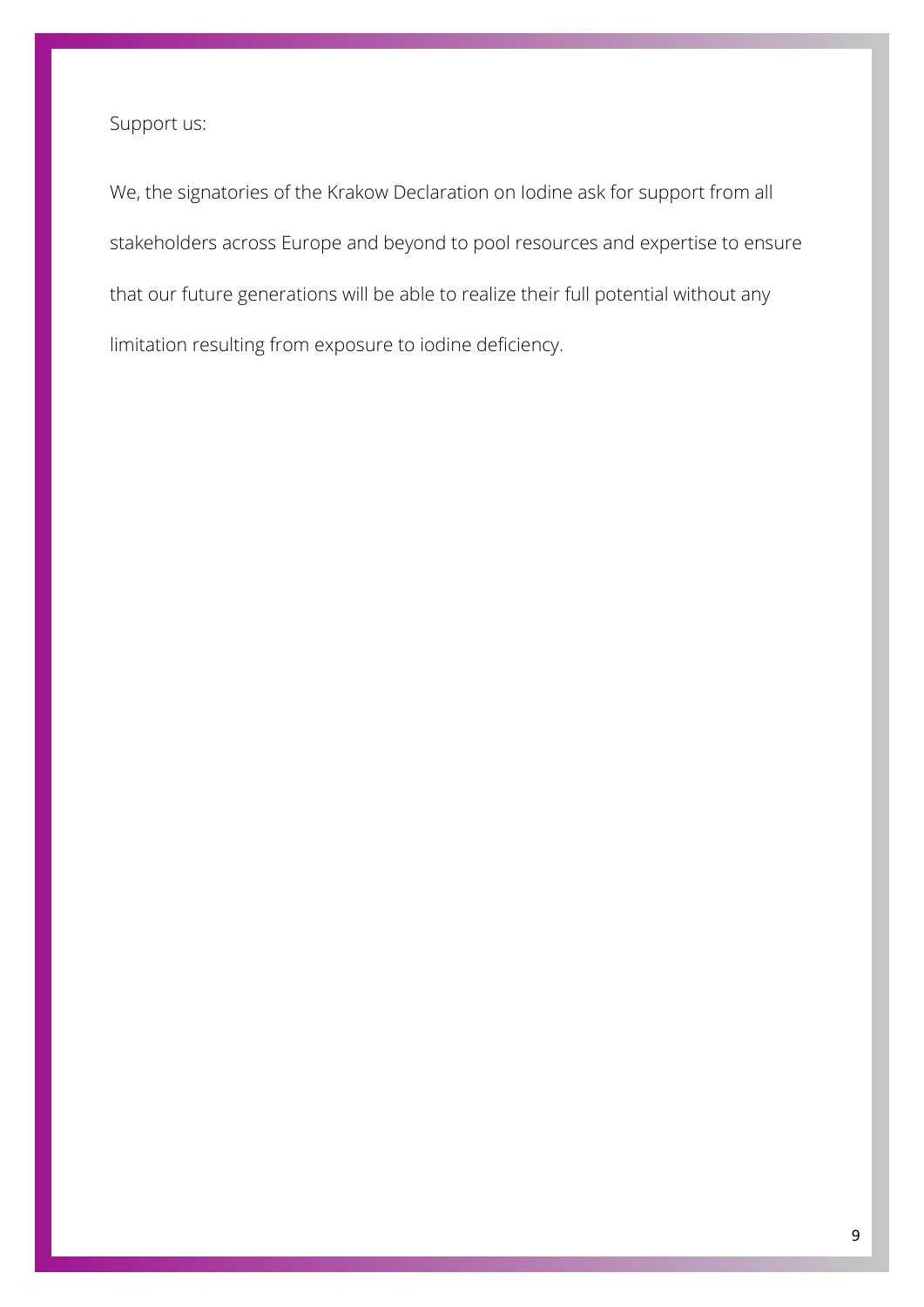Support us:

We, the signatories of the Krakow Declaration on Iodine ask for support from all stakeholders across Europe and beyond to pool resources and expertise to ensure that our future generations will be able to realize their full potential without any limitation resulting from exposure to iodine deficiency.